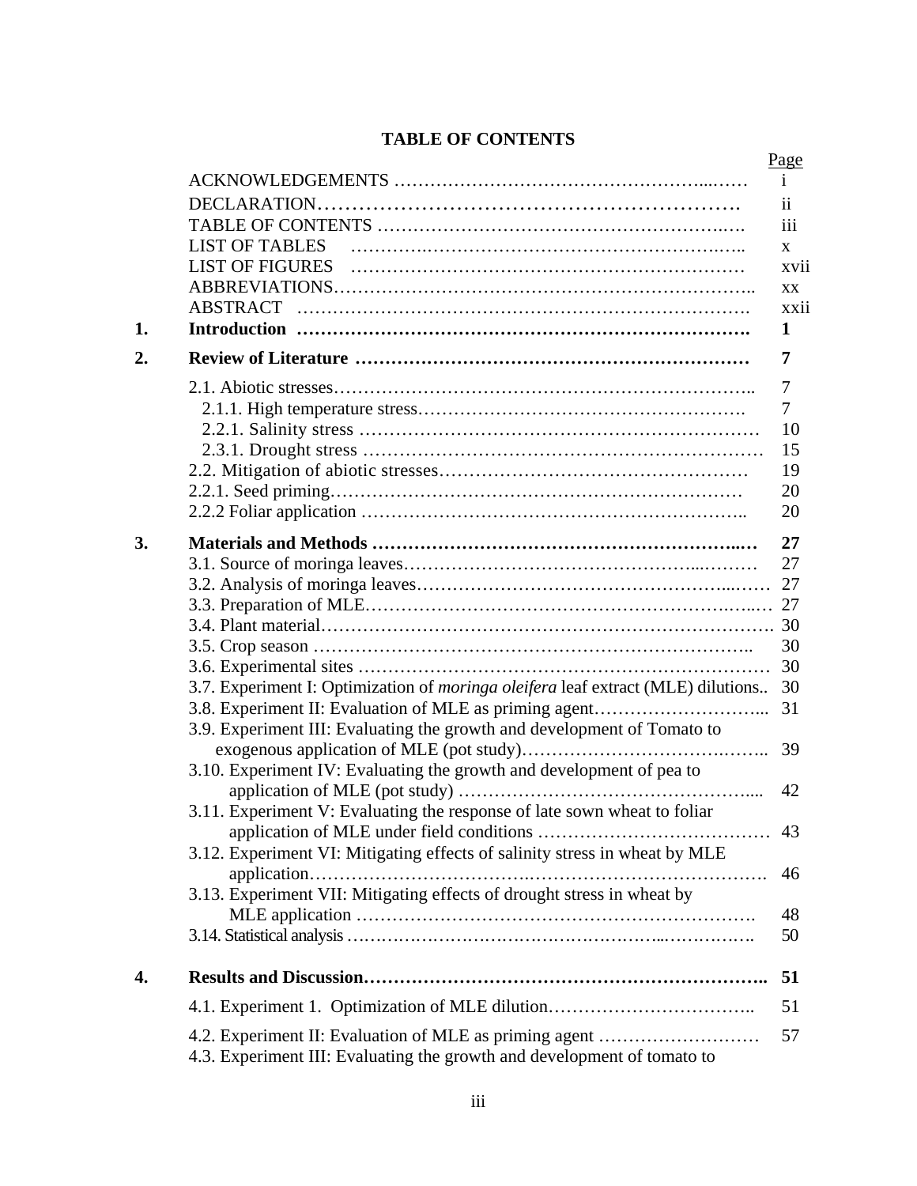# TABLE OF CONTENTS

| | | Page |
|---|---|---|
| | ACKNOWLEDGEMENTS | i |
| | DECLARATION | ii |
| | TABLE OF CONTENTS | iii |
| | LIST OF TABLES | x |
| | LIST OF FIGURES | xvii |
| | ABBREVIATIONS | xx |
| | ABSTRACT | xxii |
| **1.** | **Introduction** | **1** |
| **2.** | **Review of Literature** | **7** |
| | 2.1. Abiotic stresses | 7 |
| | 2.1.1. High temperature stress | 7 |
| | 2.2.1. Salinity stress | 10 |
| | 2.3.1. Drought stress | 15 |
| | 2.2. Mitigation of abiotic stresses | 19 |
| | 2.2.1. Seed priming | 20 |
| | 2.2.2 Foliar application | 20 |
| **3.** | **Materials and Methods** | **27** |
| | 3.1. Source of moringa leaves | 27 |
| | 3.2. Analysis of moringa leaves | 27 |
| | 3.3. Preparation of MLE | 27 |
| | 3.4. Plant material | 30 |
| | 3.5. Crop season | 30 |
| | 3.6. Experimental sites | 30 |
| | 3.7. Experiment I: Optimization of *moringa oleifera* leaf extract (MLE) dilutions | 30 |
| | 3.8. Experiment II: Evaluation of MLE as priming agent | 31 |
| | 3.9. Experiment III: Evaluating the growth and development of Tomato to exogenous application of MLE (pot study) | 39 |
| | 3.10. Experiment IV: Evaluating the growth and development of pea to application of MLE (pot study) | 42 |
| | 3.11. Experiment V: Evaluating the response of late sown wheat to foliar application of MLE under field conditions | 43 |
| | 3.12. Experiment VI: Mitigating effects of salinity stress in wheat by MLE application | 46 |
| | 3.13. Experiment VII: Mitigating effects of drought stress in wheat by MLE application | 48 |
| | 3.14. Statistical analysis | 50 |
| **4.** | **Results and Discussion** | **51** |
| | 4.1. Experiment 1. Optimization of MLE dilution | 51 |
| | 4.2. Experiment II: Evaluation of MLE as priming agent | 57 |
| | 4.3. Experiment III: Evaluating the growth and development of tomato to | |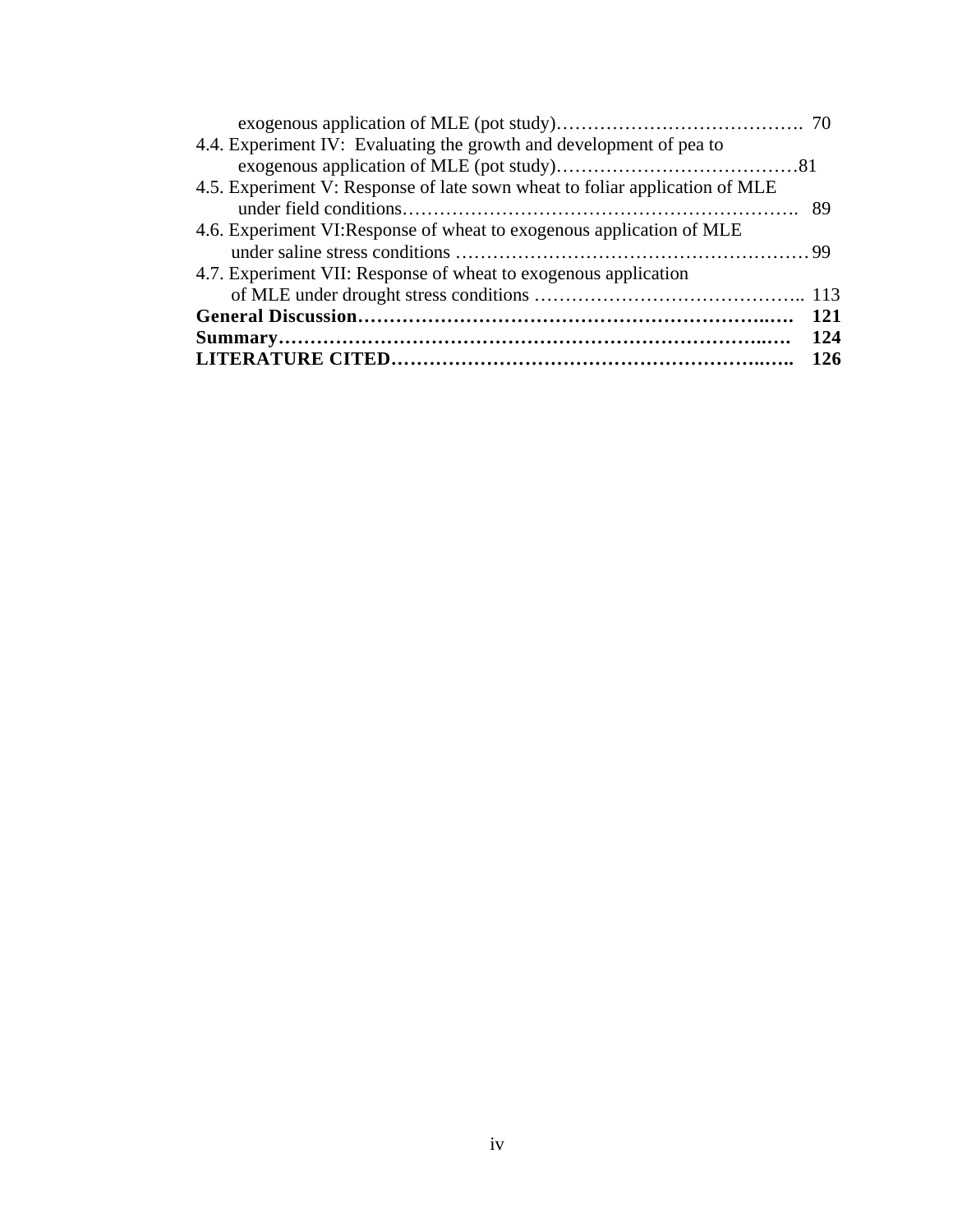exogenous application of MLE (pot study)…………………………………. 70

4.4. Experiment IV: Evaluating the growth and development of pea to exogenous application of MLE (pot study)…………………………………81

4.5. Experiment V: Response of late sown wheat to foliar application of MLE under field conditions………………………………………………………. 89

4.6. Experiment VI:Response of wheat to exogenous application of MLE under saline stress conditions …………………………………………………99

4.7. Experiment VII: Response of wheat to exogenous application of MLE under drought stress conditions …………………………………….. 113

**General Discussion……………………………………………………….…. 121**

**Summary…………………………………………………………………..…. 124**

**LITERATURE CITED…………………………………………………..….. 126**